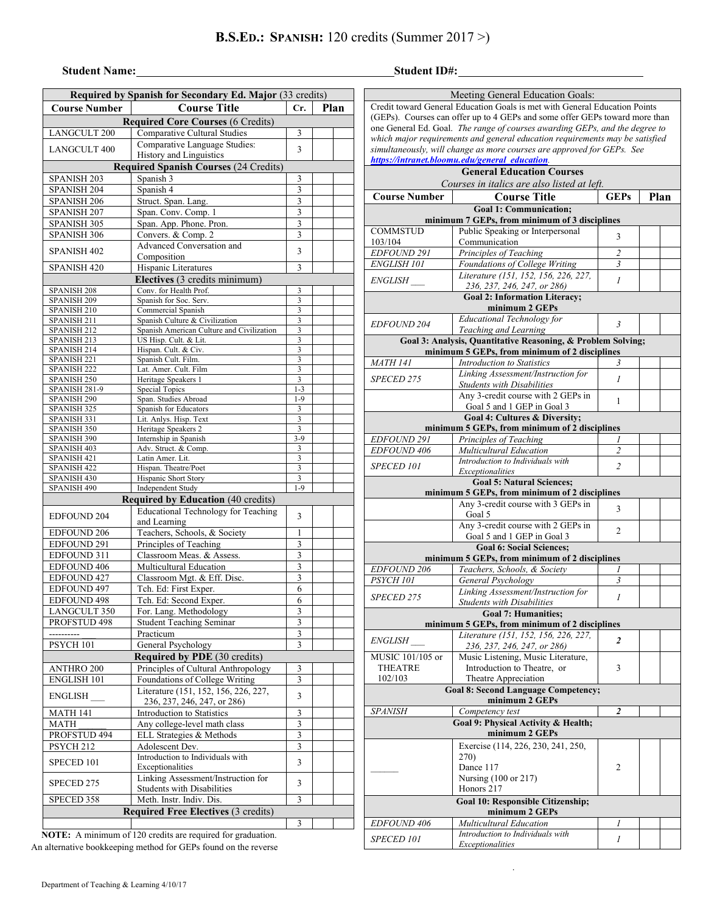# B.S.Ed.: Spanish: 120 credits (Summer 2017 >)

**Student Name:**\_\_\_\_\_\_\_\_\_\_\_\_\_\_\_\_\_\_\_\_\_\_\_\_\_\_\_\_\_\_\_\_\_\_\_\_ **Student ID#:**\_\_\_\_\_\_\_\_\_\_\_\_\_\_\_\_\_\_\_\_\_\_\_\_

| **Required by Spanish for Secondary Ed. Major** (33 credits) | | | |
|---|---|---|---|
| **Course Number** | **Course Title** | **Cr.** | **Plan** |
| **Required Core Courses** (6 Credits) | | | |
| LANGCULT 200 | Comparative Cultural Studies | 3 | |
| LANGCULT 400 | Comparative Language Studies: History and Linguistics | 3 | |
| **Required Spanish Courses** (24 Credits) | | | |
| SPANISH 203 | Spanish 3 | 3 | |
| SPANISH 204 | Spanish 4 | 3 | |
| SPANISH 206 | Struct. Span. Lang. | 3 | |
| SPANISH 207 | Span. Conv. Comp. 1 | 3 | |
| SPANISH 305 | Span. App. Phone. Pron. | 3 | |
| SPANISH 306 | Convers. & Comp. 2 | 3 | |
| SPANISH 402 | Advanced Conversation and Composition | 3 | |
| SPANISH 420 | Hispanic Literatures | 3 | |
| **Electives** (3 credits minimum) | | | |
| SPANISH 208 | Conv. for Health Prof. | 3 | |
| SPANISH 209 | Spanish for Soc. Serv. | 3 | |
| SPANISH 210 | Commercial Spanish | 3 | |
| SPANISH 211 | Spanish Culture & Civilization | 3 | |
| SPANISH 212 | Spanish American Culture and Civilization | 3 | |
| SPANISH 213 | US Hisp. Cult. & Lit. | 3 | |
| SPANISH 214 | Hispan. Cult. & Civ. | 3 | |
| SPANISH 221 | Spanish Cult. Film. | 3 | |
| SPANISH 222 | Lat. Amer. Cult. Film | 3 | |
| SPANISH 250 | Heritage Speakers 1 | 3 | |
| SPANISH 281-9 | Special Topics | 1-3 | |
| SPANISH 290 | Span. Studies Abroad | 1-9 | |
| SPANISH 325 | Spanish for Educators | 3 | |
| SPANISH 331 | Lit. Anlys. Hisp. Text | 3 | |
| SPANISH 350 | Heritage Speakers 2 | 3 | |
| SPANISH 390 | Internship in Spanish | 3-9 | |
| SPANISH 403 | Adv. Struct. & Comp. | 3 | |
| SPANISH 421 | Latin Amer. Lit. | 3 | |
| SPANISH 422 | Hispan. Theatre/Poet | 3 | |
| SPANISH 430 | Hispanic Short Story | 3 | |
| SPANISH 490 | Independent Study | 1-9 | |
| **Required by Education** (40 credits) | | | |
| EDFOUND 204 | Educational Technology for Teaching and Learning | 3 | |
| EDFOUND 206 | Teachers, Schools, & Society | 1 | |
| EDFOUND 291 | Principles of Teaching | 3 | |
| EDFOUND 311 | Classroom Meas. & Assess. | 3 | |
| EDFOUND 406 | Multicultural Education | 3 | |
| EDFOUND 427 | Classroom Mgt. & Eff. Disc. | 3 | |
| EDFOUND 497 | Tch. Ed: First Exper. | 6 | |
| EDFOUND 498 | Tch. Ed: Second Exper. | 6 | |
| LANGCULT 350 | For. Lang. Methodology | 3 | |
| PROFSTUD 498 | Student Teaching Seminar | 3 | |
| ---------- | Practicum | 3 | |
| PSYCH 101 | General Psychology | 3 | |
| **Required by PDE** (30 credits) | | | |
| ANTHRO 200 | Principles of Cultural Anthropology | 3 | |
| ENGLISH 101 | Foundations of College Writing | 3 | |
| ENGLISH \_\_\_ | Literature (151, 152, 156, 226, 227, 236, 237, 246, 247, or 286) | 3 | |
| MATH 141 | Introduction to Statistics | 3 | |
| MATH \_\_\_\_\_ | Any college-level math class | 3 | |
| PROFSTUD 494 | ELL Strategies & Methods | 3 | |
| PSYCH 212 | Adolescent Dev. | 3 | |
| SPECED 101 | Introduction to Individuals with Exceptionalities | 3 | |
| SPECED 275 | Linking Assessment/Instruction for Students with Disabilities | 3 | |
| SPECED 358 | Meth. Instr. Indiv. Dis. | 3 | |
| **Required Free Electives** (3 credits) | | | |
| | | 3 | |

**NOTE:** A minimum of 120 credits are required for graduation. An alternative bookkeeping method for GEPs found on the reverse

Meeting General Education Goals:

Credit toward General Education Goals is met with General Education Points (GEPs). Courses can offer up to 4 GEPs and some offer GEPs toward more than one General Ed. Goal. *The range of courses awarding GEPs, and the degree to which major requirements and general education requirements may be satisfied simultaneously, will change as more courses are approved for GEPs. See* ***https://intranet.bloomu.edu/general_education***.

| **General Education Courses** *Courses in italics are also listed at left.* | | | |
|---|---|---|---|
| **Course Number** | **Course Title** | **GEPs** | **Plan** |
| **Goal 1: Communication; minimum 7 GEPs, from minimum of 3 disciplines** | | | |
| COMMSTUD 103/104 | Public Speaking or Interpersonal Communication | 3 | |
| *EDFOUND 291* | *Principles of Teaching* | *2* | |
| *ENGLISH 101* | *Foundations of College Writing* | *3* | |
| *ENGLISH \_\_\_* | *Literature (151, 152, 156, 226, 227, 236, 237, 246, 247, or 286)* | *1* | |
| **Goal 2: Information Literacy; minimum 2 GEPs** | | | |
| *EDFOUND 204* | *Educational Technology for Teaching and Learning* | *3* | |
| **Goal 3: Analysis, Quantitative Reasoning, & Problem Solving; minimum 5 GEPs, from minimum of 2 disciplines** | | | |
| *MATH 141* | *Introduction to Statistics* | *3* | |
| *SPECED 275* | *Linking Assessment/Instruction for Students with Disabilities* | *1* | |
| | Any 3-credit course with 2 GEPs in Goal 5 and 1 GEP in Goal 3 | 1 | |
| **Goal 4: Cultures & Diversity; minimum 5 GEPs, from minimum of 2 disciplines** | | | |
| *EDFOUND 291* | *Principles of Teaching* | *1* | |
| *EDFOUND 406* | *Multicultural Education* | *2* | |
| *SPECED 101* | *Introduction to Individuals with Exceptionalities* | *2* | |
| **Goal 5: Natural Sciences; minimum 5 GEPs, from minimum of 2 disciplines** | | | |
| | Any 3-credit course with 3 GEPs in Goal 5 | 3 | |
| | Any 3-credit course with 2 GEPs in Goal 5 and 1 GEP in Goal 3 | 2 | |
| **Goal 6: Social Sciences; minimum 5 GEPs, from minimum of 2 disciplines** | | | |
| *EDFOUND 206* | *Teachers, Schools, & Society* | *1* | |
| *PSYCH 101* | *General Psychology* | *3* | |
| *SPECED 275* | *Linking Assessment/Instruction for Students with Disabilities* | *1* | |
| **Goal 7: Humanities; minimum 5 GEPs, from minimum of 2 disciplines** | | | |
| *ENGLISH \_\_\_* | *Literature (151, 152, 156, 226, 227, 236, 237, 246, 247, or 286)* | ***2*** | |
| MUSIC 101/105 or THEATRE 102/103 | Music Listening, Music Literature, Introduction to Theatre, or Theatre Appreciation | 3 | |
| **Goal 8: Second Language Competency; minimum 2 GEPs** | | | |
| *SPANISH* | *Competency test* | ***2*** | |
| **Goal 9: Physical Activity & Health; minimum 2 GEPs** | | | |
| \_\_\_\_\_\_ | Exercise (114, 226, 230, 241, 250, 270) Dance 117 Nursing (100 or 217) Honors 217 | 2 | |
| **Goal 10: Responsible Citizenship; minimum 2 GEPs** | | | |
| *EDFOUND 406* | *Multicultural Education* | *1* | |
| *SPECED 101* | *Introduction to Individuals with Exceptionalities* | *1* | |

Department of Teaching & Learning 4/10/17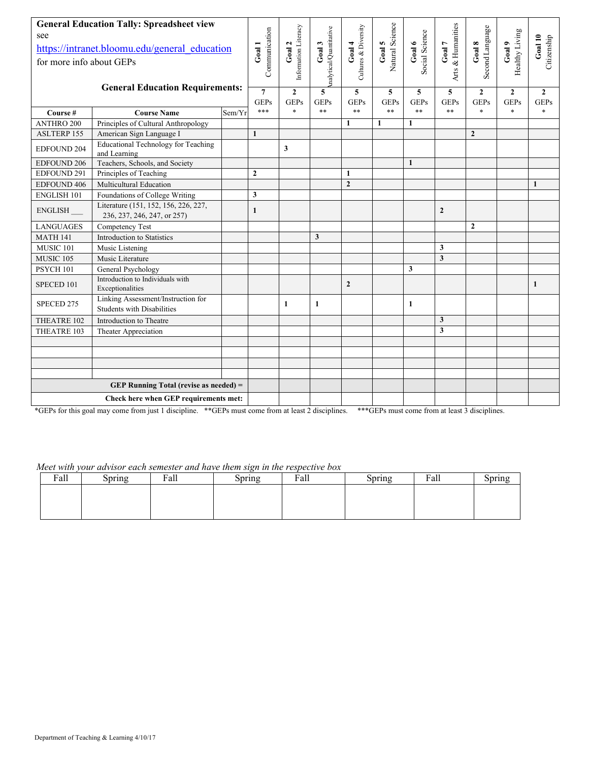| General Education Tally: Spreadsheet view<br>see<br>https://intranet.bloomu.edu/general_education<br>for more info about GEPs | | | Goal 1<br>Communication | Goal 2<br>Information Literacy | Goal 3<br>Analytical/Quantitative | Goal 4<br>Cultures & Diversity | Goal 5<br>Natural Science | Goal 6<br>Social Science | Goal 7<br>Arts & Humanities | Goal 8<br>Second Language | Goal 9<br>Healthy Living | Goal 10<br>Citizenship |
|---|---|---|---|---|---|---|---|---|---|---|---|---|
| **General Education Requirements:** | | | 7 GEPs *** | 2 GEPs * | 5 GEPs ** | 5 GEPs ** | 5 GEPs ** | 5 GEPs ** | 5 GEPs ** | 2 GEPs * | 2 GEPs * | 2 GEPs * |
| **Course #** | **Course Name** | Sem/Yr | | | | | | | | | | |
| ANTHRO 200 | Principles of Cultural Anthropology | | | | | 1 | 1 | 1 | | | | |
| ASLTERP 155 | American Sign Language I | | 1 | | | | | | | 2 | | |
| EDFOUND 204 | Educational Technology for Teaching and Learning | | | 3 | | | | | | | | |
| EDFOUND 206 | Teachers, Schools, and Society | | | | | | | 1 | | | | |
| EDFOUND 291 | Principles of Teaching | | 2 | | | 1 | | | | | | |
| EDFOUND 406 | Multicultural Education | | | | | 2 | | | | | | 1 |
| ENGLISH 101 | Foundations of College Writing | | 3 | | | | | | | | | |
| ENGLISH ___ | Literature (151, 152, 156, 226, 227, 236, 237, 246, 247, or 257) | | 1 | | | | | | 2 | | | |
| LANGUAGES | Competency Test | | | | | | | | | 2 | | |
| MATH 141 | Introduction to Statistics | | | | 3 | | | | | | | |
| MUSIC 101 | Music Listening | | | | | | | | 3 | | | |
| MUSIC 105 | Music Literature | | | | | | | | 3 | | | |
| PSYCH 101 | General Psychology | | | | | | | 3 | | | | |
| SPECED 101 | Introduction to Individuals with Exceptionalities | | | | | 2 | | | | | | 1 |
| SPECED 275 | Linking Assessment/Instruction for Students with Disabilities | | | 1 | 1 | | | 1 | | | | |
| THEATRE 102 | Introduction to Theatre | | | | | | | | 3 | | | |
| THEATRE 103 | Theater Appreciation | | | | | | | | 3 | | | |
| | | | | | | | | | | | | |
| | | | | | | | | | | | | |
| | | | | | | | | | | | | |
| | | | | | | | | | | | | |
| **GEP Running Total (revise as needed) =** | | | | | | | | | | | | |
| **Check here when GEP requirements met:** | | | | | | | | | | | | |

*GEPs for this goal may come from just 1 discipline. **GEPs must come from at least 2 disciplines. ***GEPs must come from at least 3 disciplines.

*Meet with your advisor each semester and have them sign in the respective box*

| Fall | Spring | Fall | Spring | Fall | Spring | Fall | Spring |
|---|---|---|---|---|---|---|---|
| | | | | | | | |

Department of Teaching & Learning 4/10/17